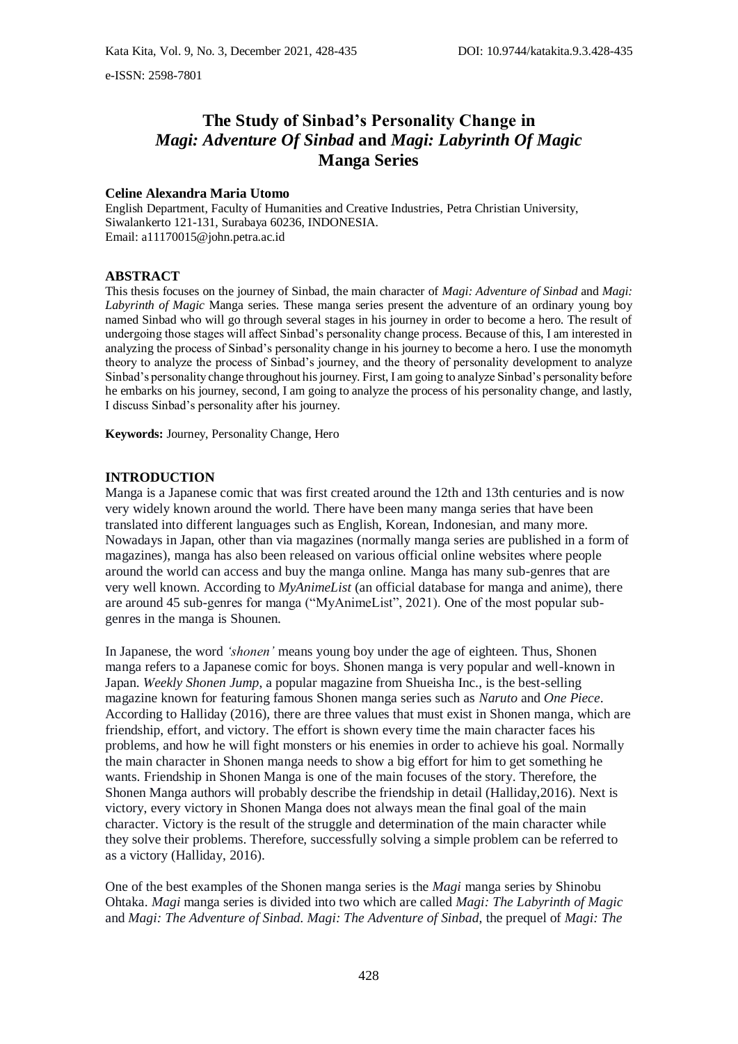# The Study of Sinbad's Personality Change in *Magi: Adventure Of Sinbad* and *Magi: Labyrinth Of Magic* Manga Series

**Celine Alexandra Maria Utomo**
English Department, Faculty of Humanities and Creative Industries, Petra Christian University, Siwalankerto 121-131, Surabaya 60236, INDONESIA.
Email: a11170015@john.petra.ac.id

## ABSTRACT

This thesis focuses on the journey of Sinbad, the main character of *Magi: Adventure of Sinbad* and *Magi: Labyrinth of Magic* Manga series. These manga series present the adventure of an ordinary young boy named Sinbad who will go through several stages in his journey in order to become a hero. The result of undergoing those stages will affect Sinbad's personality change process. Because of this, I am interested in analyzing the process of Sinbad's personality change in his journey to become a hero. I use the monomyth theory to analyze the process of Sinbad's journey, and the theory of personality development to analyze Sinbad's personality change throughout his journey. First, I am going to analyze Sinbad's personality before he embarks on his journey, second, I am going to analyze the process of his personality change, and lastly, I discuss Sinbad's personality after his journey.

**Keywords:** Journey, Personality Change, Hero

## INTRODUCTION

Manga is a Japanese comic that was first created around the 12th and 13th centuries and is now very widely known around the world. There have been many manga series that have been translated into different languages such as English, Korean, Indonesian, and many more. Nowadays in Japan, other than via magazines (normally manga series are published in a form of magazines), manga has also been released on various official online websites where people around the world can access and buy the manga online. Manga has many sub-genres that are very well known. According to *MyAnimeList* (an official database for manga and anime), there are around 45 sub-genres for manga ("MyAnimeList", 2021). One of the most popular sub-genres in the manga is Shounen.

In Japanese, the word *'shonen'* means young boy under the age of eighteen. Thus, Shonen manga refers to a Japanese comic for boys. Shonen manga is very popular and well-known in Japan. *Weekly Shonen Jump*, a popular magazine from Shueisha Inc., is the best-selling magazine known for featuring famous Shonen manga series such as *Naruto* and *One Piece*. According to Halliday (2016), there are three values that must exist in Shonen manga, which are friendship, effort, and victory. The effort is shown every time the main character faces his problems, and how he will fight monsters or his enemies in order to achieve his goal. Normally the main character in Shonen manga needs to show a big effort for him to get something he wants. Friendship in Shonen Manga is one of the main focuses of the story. Therefore, the Shonen Manga authors will probably describe the friendship in detail (Halliday,2016). Next is victory, every victory in Shonen Manga does not always mean the final goal of the main character. Victory is the result of the struggle and determination of the main character while they solve their problems. Therefore, successfully solving a simple problem can be referred to as a victory (Halliday, 2016).

One of the best examples of the Shonen manga series is the *Magi* manga series by Shinobu Ohtaka. *Magi* manga series is divided into two which are called *Magi: The Labyrinth of Magic* and *Magi: The Adventure of Sinbad. Magi: The Adventure of Sinbad*, the prequel of *Magi: The*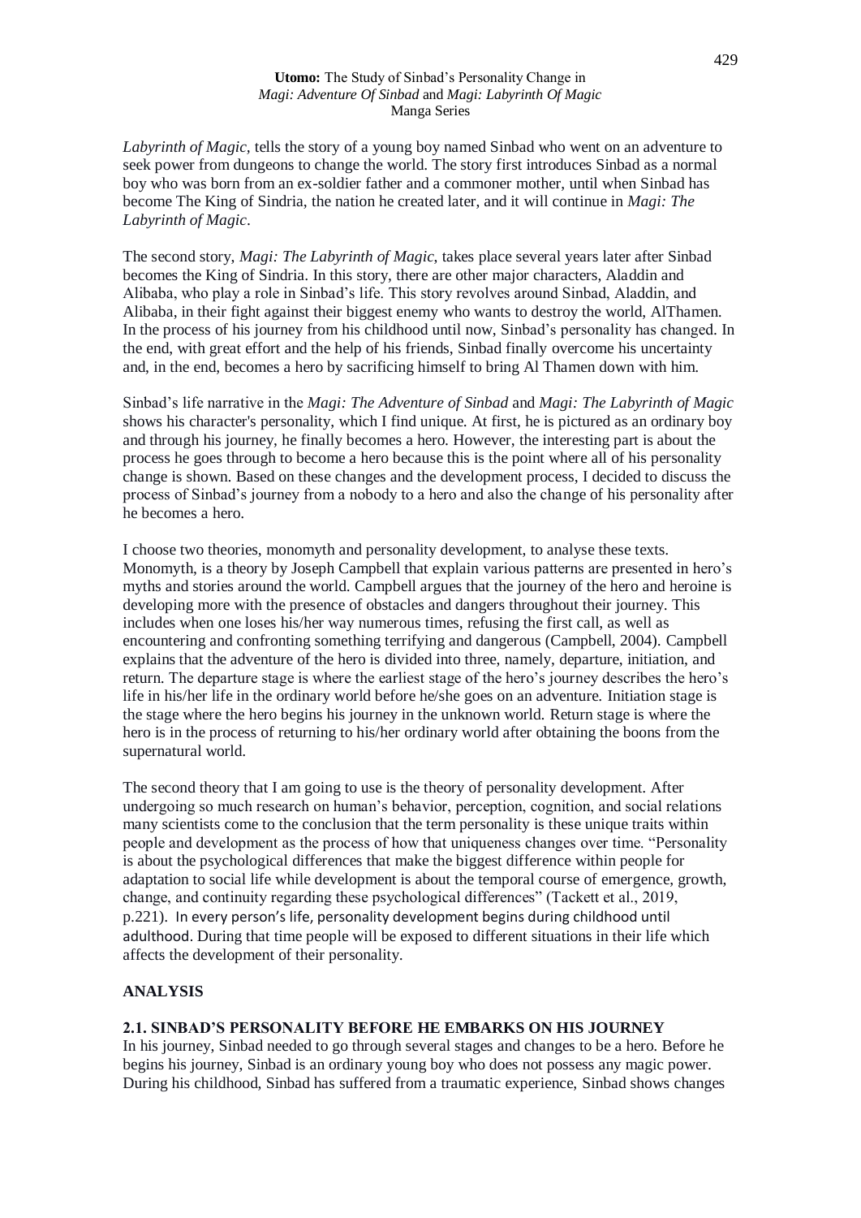*Labyrinth of Magic*, tells the story of a young boy named Sinbad who went on an adventure to seek power from dungeons to change the world. The story first introduces Sinbad as a normal boy who was born from an ex-soldier father and a commoner mother, until when Sinbad has become The King of Sindria, the nation he created later, and it will continue in *Magi: The Labyrinth of Magic*.

The second story, *Magi: The Labyrinth of Magic*, takes place several years later after Sinbad becomes the King of Sindria. In this story, there are other major characters, Aladdin and Alibaba, who play a role in Sinbad's life. This story revolves around Sinbad, Aladdin, and Alibaba, in their fight against their biggest enemy who wants to destroy the world, AlThamen. In the process of his journey from his childhood until now, Sinbad's personality has changed. In the end, with great effort and the help of his friends, Sinbad finally overcome his uncertainty and, in the end, becomes a hero by sacrificing himself to bring Al Thamen down with him.

Sinbad's life narrative in the *Magi: The Adventure of Sinbad* and *Magi: The Labyrinth of Magic* shows his character's personality, which I find unique. At first, he is pictured as an ordinary boy and through his journey, he finally becomes a hero. However, the interesting part is about the process he goes through to become a hero because this is the point where all of his personality change is shown. Based on these changes and the development process, I decided to discuss the process of Sinbad's journey from a nobody to a hero and also the change of his personality after he becomes a hero.

I choose two theories, monomyth and personality development, to analyse these texts. Monomyth, is a theory by Joseph Campbell that explain various patterns are presented in hero's myths and stories around the world. Campbell argues that the journey of the hero and heroine is developing more with the presence of obstacles and dangers throughout their journey. This includes when one loses his/her way numerous times, refusing the first call, as well as encountering and confronting something terrifying and dangerous (Campbell, 2004). Campbell explains that the adventure of the hero is divided into three, namely, departure, initiation, and return. The departure stage is where the earliest stage of the hero's journey describes the hero's life in his/her life in the ordinary world before he/she goes on an adventure. Initiation stage is the stage where the hero begins his journey in the unknown world. Return stage is where the hero is in the process of returning to his/her ordinary world after obtaining the boons from the supernatural world.

The second theory that I am going to use is the theory of personality development. After undergoing so much research on human's behavior, perception, cognition, and social relations many scientists come to the conclusion that the term personality is these unique traits within people and development as the process of how that uniqueness changes over time. "Personality is about the psychological differences that make the biggest difference within people for adaptation to social life while development is about the temporal course of emergence, growth, change, and continuity regarding these psychological differences" (Tackett et al., 2019, p.221). In every person's life, personality development begins during childhood until adulthood. During that time people will be exposed to different situations in their life which affects the development of their personality.

## ANALYSIS

### 2.1. SINBAD'S PERSONALITY BEFORE HE EMBARKS ON HIS JOURNEY

In his journey, Sinbad needed to go through several stages and changes to be a hero. Before he begins his journey, Sinbad is an ordinary young boy who does not possess any magic power. During his childhood, Sinbad has suffered from a traumatic experience, Sinbad shows changes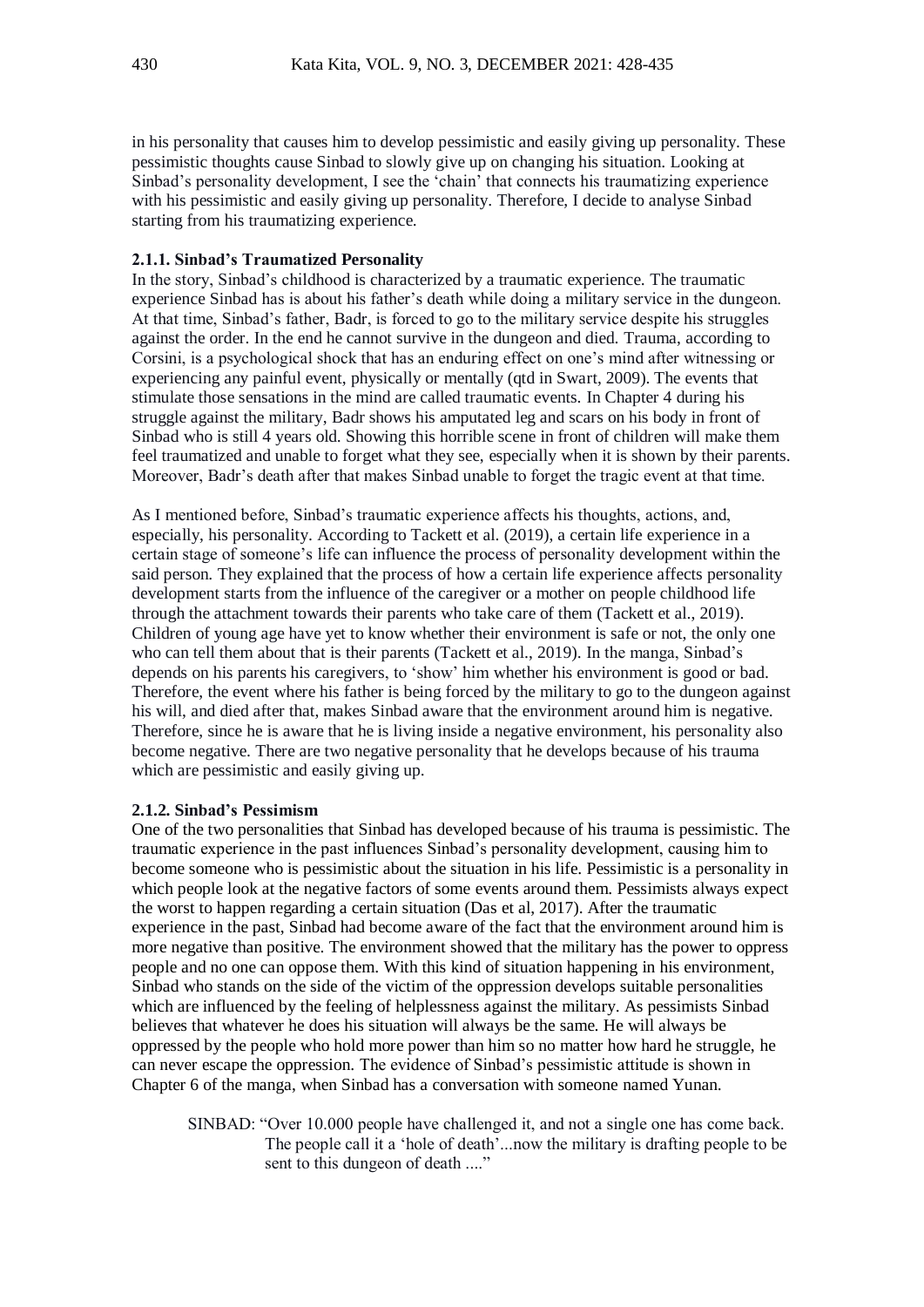in his personality that causes him to develop pessimistic and easily giving up personality. These pessimistic thoughts cause Sinbad to slowly give up on changing his situation. Looking at Sinbad's personality development, I see the 'chain' that connects his traumatizing experience with his pessimistic and easily giving up personality. Therefore, I decide to analyse Sinbad starting from his traumatizing experience.

### 2.1.1. Sinbad's Traumatized Personality

In the story, Sinbad's childhood is characterized by a traumatic experience. The traumatic experience Sinbad has is about his father's death while doing a military service in the dungeon. At that time, Sinbad's father, Badr, is forced to go to the military service despite his struggles against the order. In the end he cannot survive in the dungeon and died. Trauma, according to Corsini, is a psychological shock that has an enduring effect on one's mind after witnessing or experiencing any painful event, physically or mentally (qtd in Swart, 2009). The events that stimulate those sensations in the mind are called traumatic events. In Chapter 4 during his struggle against the military, Badr shows his amputated leg and scars on his body in front of Sinbad who is still 4 years old. Showing this horrible scene in front of children will make them feel traumatized and unable to forget what they see, especially when it is shown by their parents. Moreover, Badr's death after that makes Sinbad unable to forget the tragic event at that time.

As I mentioned before, Sinbad's traumatic experience affects his thoughts, actions, and, especially, his personality. According to Tackett et al. (2019), a certain life experience in a certain stage of someone's life can influence the process of personality development within the said person. They explained that the process of how a certain life experience affects personality development starts from the influence of the caregiver or a mother on people childhood life through the attachment towards their parents who take care of them (Tackett et al., 2019). Children of young age have yet to know whether their environment is safe or not, the only one who can tell them about that is their parents (Tackett et al., 2019). In the manga, Sinbad's depends on his parents his caregivers, to 'show' him whether his environment is good or bad. Therefore, the event where his father is being forced by the military to go to the dungeon against his will, and died after that, makes Sinbad aware that the environment around him is negative. Therefore, since he is aware that he is living inside a negative environment, his personality also become negative. There are two negative personality that he develops because of his trauma which are pessimistic and easily giving up.

### 2.1.2. Sinbad's Pessimism

One of the two personalities that Sinbad has developed because of his trauma is pessimistic. The traumatic experience in the past influences Sinbad's personality development, causing him to become someone who is pessimistic about the situation in his life. Pessimistic is a personality in which people look at the negative factors of some events around them. Pessimists always expect the worst to happen regarding a certain situation (Das et al, 2017). After the traumatic experience in the past, Sinbad had become aware of the fact that the environment around him is more negative than positive. The environment showed that the military has the power to oppress people and no one can oppose them. With this kind of situation happening in his environment, Sinbad who stands on the side of the victim of the oppression develops suitable personalities which are influenced by the feeling of helplessness against the military. As pessimists Sinbad believes that whatever he does his situation will always be the same. He will always be oppressed by the people who hold more power than him so no matter how hard he struggle, he can never escape the oppression. The evidence of Sinbad's pessimistic attitude is shown in Chapter 6 of the manga, when Sinbad has a conversation with someone named Yunan.

> SINBAD: "Over 10.000 people have challenged it, and not a single one has come back. The people call it a 'hole of death'...now the military is drafting people to be sent to this dungeon of death ...."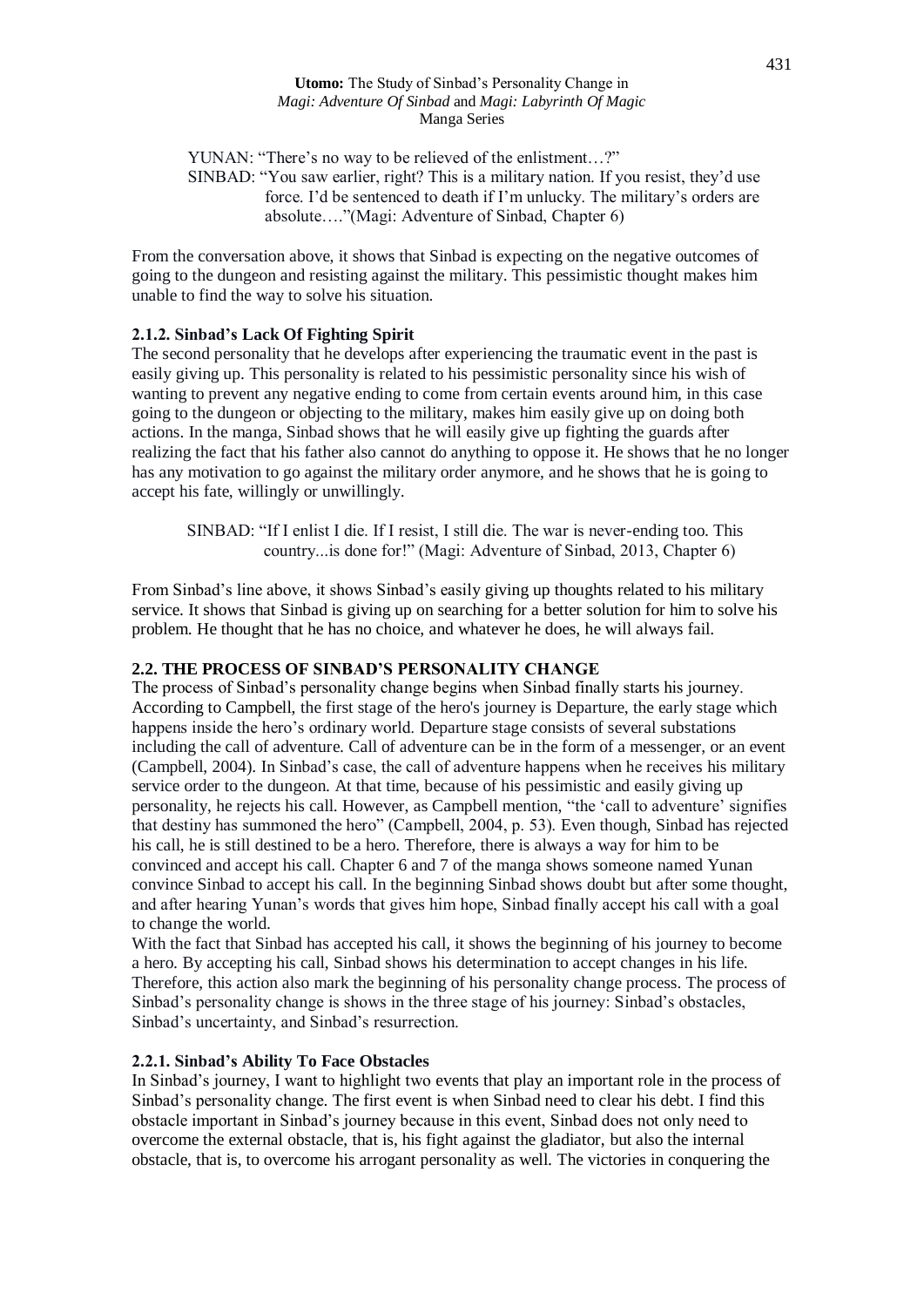YUNAN: "There's no way to be relieved of the enlistment…?"
SINBAD: "You saw earlier, right? This is a military nation. If you resist, they'd use force. I'd be sentenced to death if I'm unlucky. The military's orders are absolute…."(Magi: Adventure of Sinbad, Chapter 6)

From the conversation above, it shows that Sinbad is expecting on the negative outcomes of going to the dungeon and resisting against the military. This pessimistic thought makes him unable to find the way to solve his situation.

### 2.1.2. Sinbad's Lack Of Fighting Spirit

The second personality that he develops after experiencing the traumatic event in the past is easily giving up. This personality is related to his pessimistic personality since his wish of wanting to prevent any negative ending to come from certain events around him, in this case going to the dungeon or objecting to the military, makes him easily give up on doing both actions. In the manga, Sinbad shows that he will easily give up fighting the guards after realizing the fact that his father also cannot do anything to oppose it. He shows that he no longer has any motivation to go against the military order anymore, and he shows that he is going to accept his fate, willingly or unwillingly.

SINBAD: "If I enlist I die. If I resist, I still die. The war is never-ending too. This country...is done for!" (Magi: Adventure of Sinbad, 2013, Chapter 6)

From Sinbad's line above, it shows Sinbad's easily giving up thoughts related to his military service. It shows that Sinbad is giving up on searching for a better solution for him to solve his problem. He thought that he has no choice, and whatever he does, he will always fail.

## 2.2. THE PROCESS OF SINBAD'S PERSONALITY CHANGE

The process of Sinbad's personality change begins when Sinbad finally starts his journey. According to Campbell, the first stage of the hero's journey is Departure, the early stage which happens inside the hero's ordinary world. Departure stage consists of several substations including the call of adventure. Call of adventure can be in the form of a messenger, or an event (Campbell, 2004). In Sinbad's case, the call of adventure happens when he receives his military service order to the dungeon. At that time, because of his pessimistic and easily giving up personality, he rejects his call. However, as Campbell mention, "the 'call to adventure' signifies that destiny has summoned the hero" (Campbell, 2004, p. 53). Even though, Sinbad has rejected his call, he is still destined to be a hero. Therefore, there is always a way for him to be convinced and accept his call. Chapter 6 and 7 of the manga shows someone named Yunan convince Sinbad to accept his call. In the beginning Sinbad shows doubt but after some thought, and after hearing Yunan's words that gives him hope, Sinbad finally accept his call with a goal to change the world.

With the fact that Sinbad has accepted his call, it shows the beginning of his journey to become a hero. By accepting his call, Sinbad shows his determination to accept changes in his life. Therefore, this action also mark the beginning of his personality change process. The process of Sinbad's personality change is shows in the three stage of his journey: Sinbad's obstacles, Sinbad's uncertainty, and Sinbad's resurrection.

### 2.2.1. Sinbad's Ability To Face Obstacles

In Sinbad's journey, I want to highlight two events that play an important role in the process of Sinbad's personality change. The first event is when Sinbad need to clear his debt. I find this obstacle important in Sinbad's journey because in this event, Sinbad does not only need to overcome the external obstacle, that is, his fight against the gladiator, but also the internal obstacle, that is, to overcome his arrogant personality as well. The victories in conquering the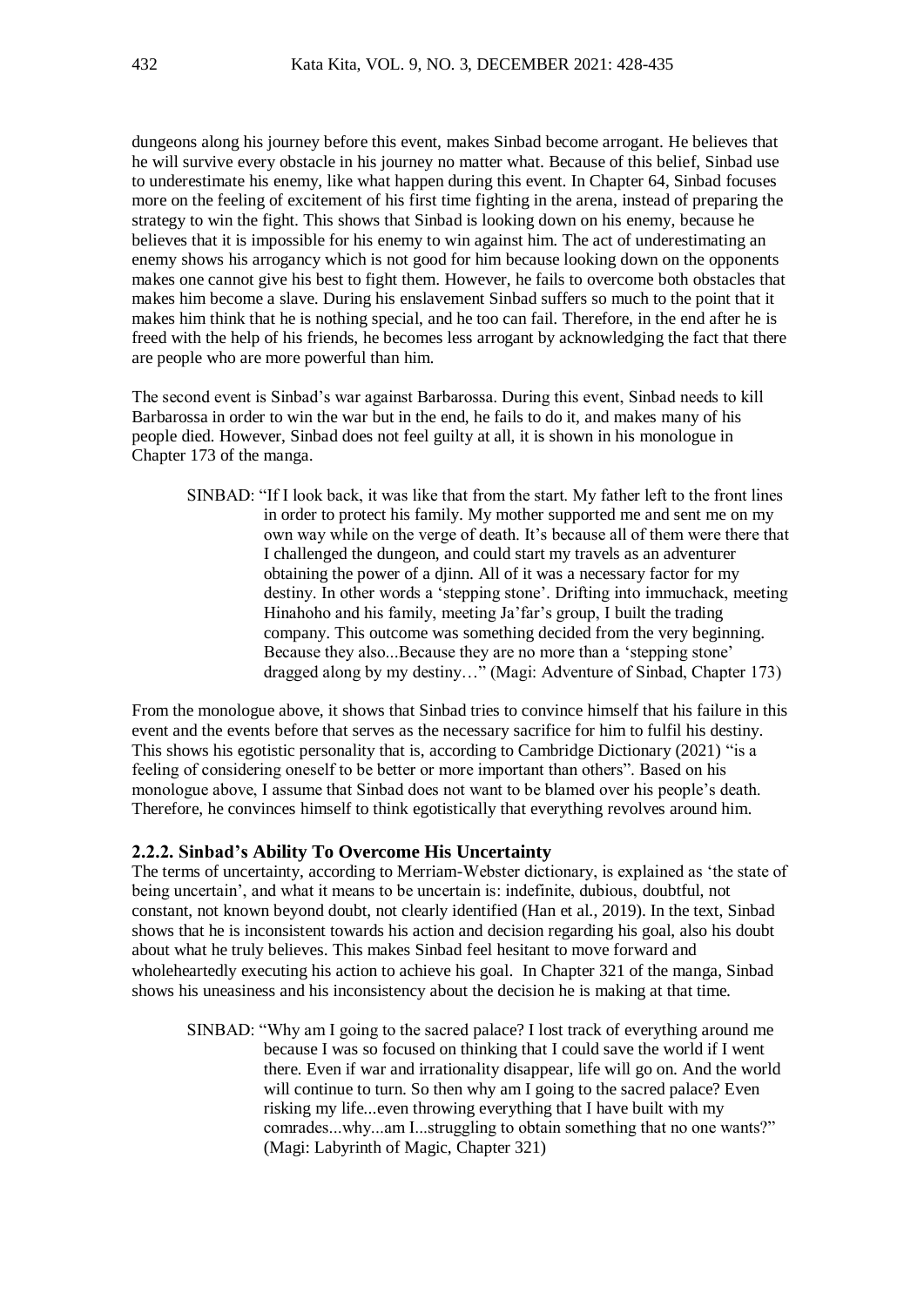dungeons along his journey before this event, makes Sinbad become arrogant. He believes that he will survive every obstacle in his journey no matter what. Because of this belief, Sinbad use to underestimate his enemy, like what happen during this event. In Chapter 64, Sinbad focuses more on the feeling of excitement of his first time fighting in the arena, instead of preparing the strategy to win the fight. This shows that Sinbad is looking down on his enemy, because he believes that it is impossible for his enemy to win against him. The act of underestimating an enemy shows his arrogancy which is not good for him because looking down on the opponents makes one cannot give his best to fight them. However, he fails to overcome both obstacles that makes him become a slave. During his enslavement Sinbad suffers so much to the point that it makes him think that he is nothing special, and he too can fail. Therefore, in the end after he is freed with the help of his friends, he becomes less arrogant by acknowledging the fact that there are people who are more powerful than him.

The second event is Sinbad's war against Barbarossa. During this event, Sinbad needs to kill Barbarossa in order to win the war but in the end, he fails to do it, and makes many of his people died. However, Sinbad does not feel guilty at all, it is shown in his monologue in Chapter 173 of the manga.

> SINBAD: "If I look back, it was like that from the start. My father left to the front lines in order to protect his family. My mother supported me and sent me on my own way while on the verge of death. It's because all of them were there that I challenged the dungeon, and could start my travels as an adventurer obtaining the power of a djinn. All of it was a necessary factor for my destiny. In other words a 'stepping stone'. Drifting into immuchack, meeting Hinahoho and his family, meeting Ja'far's group, I built the trading company. This outcome was something decided from the very beginning. Because they also...Because they are no more than a 'stepping stone' dragged along by my destiny…" (Magi: Adventure of Sinbad, Chapter 173)

From the monologue above, it shows that Sinbad tries to convince himself that his failure in this event and the events before that serves as the necessary sacrifice for him to fulfil his destiny. This shows his egotistic personality that is, according to Cambridge Dictionary (2021) "is a feeling of considering oneself to be better or more important than others". Based on his monologue above, I assume that Sinbad does not want to be blamed over his people's death. Therefore, he convinces himself to think egotistically that everything revolves around him.

### 2.2.2. Sinbad's Ability To Overcome His Uncertainty

The terms of uncertainty, according to Merriam-Webster dictionary, is explained as 'the state of being uncertain', and what it means to be uncertain is: indefinite, dubious, doubtful, not constant, not known beyond doubt, not clearly identified (Han et al., 2019). In the text, Sinbad shows that he is inconsistent towards his action and decision regarding his goal, also his doubt about what he truly believes. This makes Sinbad feel hesitant to move forward and wholeheartedly executing his action to achieve his goal. In Chapter 321 of the manga, Sinbad shows his uneasiness and his inconsistency about the decision he is making at that time.

> SINBAD: "Why am I going to the sacred palace? I lost track of everything around me because I was so focused on thinking that I could save the world if I went there. Even if war and irrationality disappear, life will go on. And the world will continue to turn. So then why am I going to the sacred palace? Even risking my life...even throwing everything that I have built with my comrades...why...am I...struggling to obtain something that no one wants?" (Magi: Labyrinth of Magic, Chapter 321)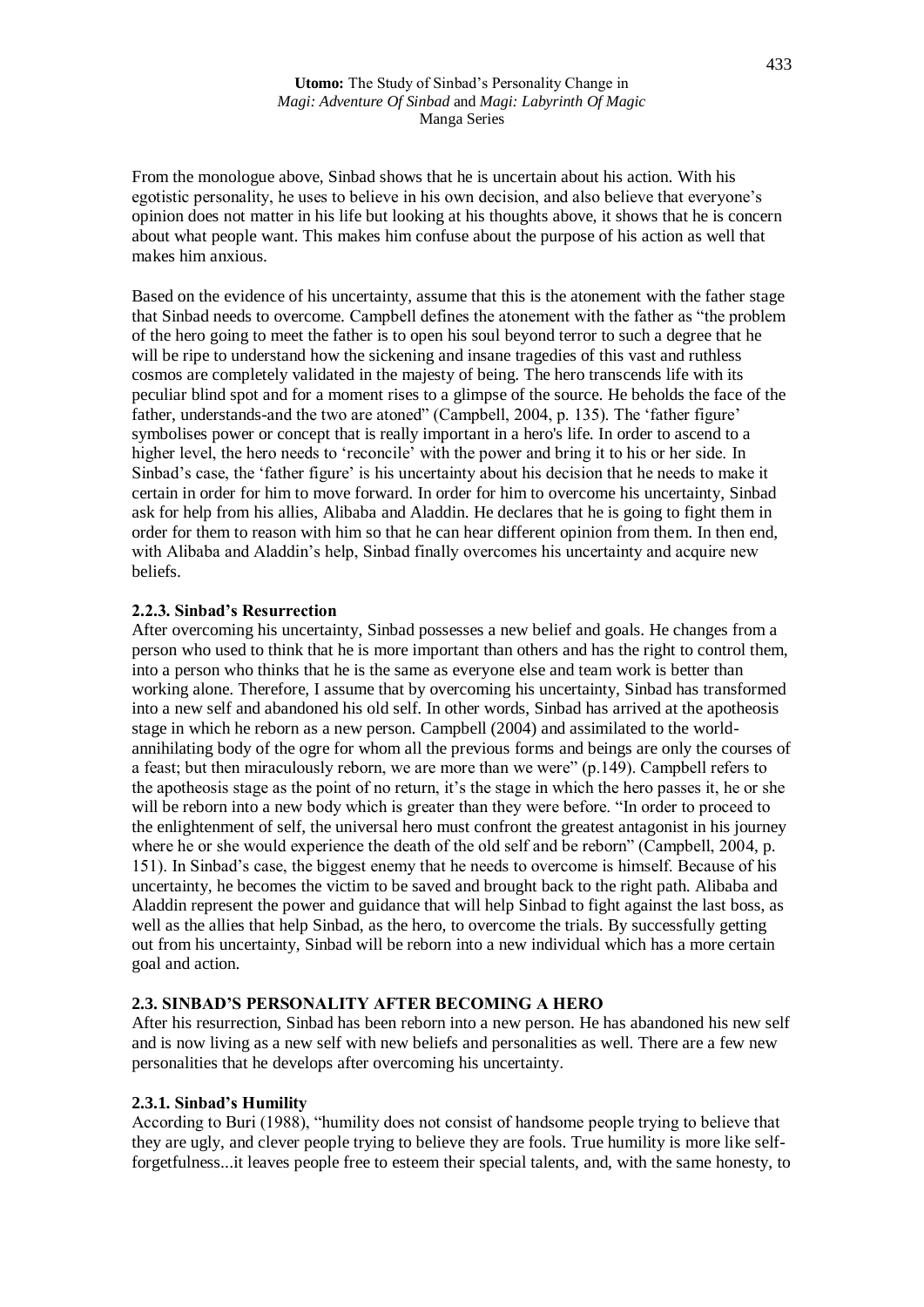From the monologue above, Sinbad shows that he is uncertain about his action. With his egotistic personality, he uses to believe in his own decision, and also believe that everyone's opinion does not matter in his life but looking at his thoughts above, it shows that he is concern about what people want. This makes him confuse about the purpose of his action as well that makes him anxious.

Based on the evidence of his uncertainty, assume that this is the atonement with the father stage that Sinbad needs to overcome. Campbell defines the atonement with the father as "the problem of the hero going to meet the father is to open his soul beyond terror to such a degree that he will be ripe to understand how the sickening and insane tragedies of this vast and ruthless cosmos are completely validated in the majesty of being. The hero transcends life with its peculiar blind spot and for a moment rises to a glimpse of the source. He beholds the face of the father, understands-and the two are atoned" (Campbell, 2004, p. 135). The 'father figure' symbolises power or concept that is really important in a hero's life. In order to ascend to a higher level, the hero needs to 'reconcile' with the power and bring it to his or her side. In Sinbad's case, the 'father figure' is his uncertainty about his decision that he needs to make it certain in order for him to move forward. In order for him to overcome his uncertainty, Sinbad ask for help from his allies, Alibaba and Aladdin. He declares that he is going to fight them in order for them to reason with him so that he can hear different opinion from them. In then end, with Alibaba and Aladdin's help, Sinbad finally overcomes his uncertainty and acquire new beliefs.

### 2.2.3. Sinbad's Resurrection

After overcoming his uncertainty, Sinbad possesses a new belief and goals. He changes from a person who used to think that he is more important than others and has the right to control them, into a person who thinks that he is the same as everyone else and team work is better than working alone. Therefore, I assume that by overcoming his uncertainty, Sinbad has transformed into a new self and abandoned his old self. In other words, Sinbad has arrived at the apotheosis stage in which he reborn as a new person. Campbell (2004) and assimilated to the world-annihilating body of the ogre for whom all the previous forms and beings are only the courses of a feast; but then miraculously reborn, we are more than we were" (p.149). Campbell refers to the apotheosis stage as the point of no return, it's the stage in which the hero passes it, he or she will be reborn into a new body which is greater than they were before. "In order to proceed to the enlightenment of self, the universal hero must confront the greatest antagonist in his journey where he or she would experience the death of the old self and be reborn" (Campbell, 2004, p. 151). In Sinbad's case, the biggest enemy that he needs to overcome is himself. Because of his uncertainty, he becomes the victim to be saved and brought back to the right path. Alibaba and Aladdin represent the power and guidance that will help Sinbad to fight against the last boss, as well as the allies that help Sinbad, as the hero, to overcome the trials. By successfully getting out from his uncertainty, Sinbad will be reborn into a new individual which has a more certain goal and action.

## 2.3. SINBAD'S PERSONALITY AFTER BECOMING A HERO

After his resurrection, Sinbad has been reborn into a new person. He has abandoned his new self and is now living as a new self with new beliefs and personalities as well. There are a few new personalities that he develops after overcoming his uncertainty.

### 2.3.1. Sinbad's Humility

According to Buri (1988), "humility does not consist of handsome people trying to believe that they are ugly, and clever people trying to believe they are fools. True humility is more like self-forgetfulness...it leaves people free to esteem their special talents, and, with the same honesty, to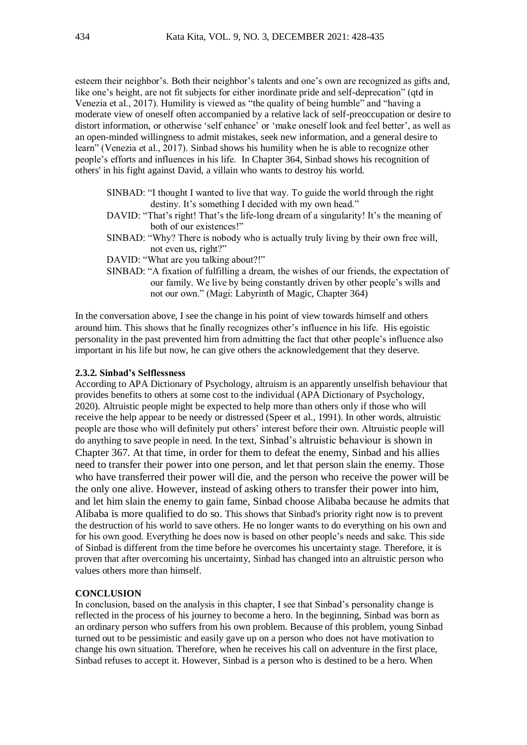esteem their neighbor's. Both their neighbor's talents and one's own are recognized as gifts and, like one's height, are not fit subjects for either inordinate pride and self-deprecation" (qtd in Venezia et al., 2017). Humility is viewed as "the quality of being humble" and "having a moderate view of oneself often accompanied by a relative lack of self-preoccupation or desire to distort information, or otherwise 'self enhance' or 'make oneself look and feel better', as well as an open-minded willingness to admit mistakes, seek new information, and a general desire to learn" (Venezia et al., 2017). Sinbad shows his humility when he is able to recognize other people's efforts and influences in his life. In Chapter 364, Sinbad shows his recognition of others' in his fight against David, a villain who wants to destroy his world.

> SINBAD: "I thought I wanted to live that way. To guide the world through the right destiny. It's something I decided with my own head."
>
> DAVID: "That's right! That's the life-long dream of a singularity! It's the meaning of both of our existences!"
>
> SINBAD: "Why? There is nobody who is actually truly living by their own free will, not even us, right?"
>
> DAVID: "What are you talking about?!"
>
> SINBAD: "A fixation of fulfilling a dream, the wishes of our friends, the expectation of our family. We live by being constantly driven by other people's wills and not our own." (Magi: Labyrinth of Magic, Chapter 364)

In the conversation above, I see the change in his point of view towards himself and others around him. This shows that he finally recognizes other's influence in his life. His egoistic personality in the past prevented him from admitting the fact that other people's influence also important in his life but now, he can give others the acknowledgement that they deserve.

### 2.3.2. Sinbad's Selflessness

According to APA Dictionary of Psychology, altruism is an apparently unselfish behaviour that provides benefits to others at some cost to the individual (APA Dictionary of Psychology, 2020). Altruistic people might be expected to help more than others only if those who will receive the help appear to be needy or distressed (Speer et al., 1991). In other words, altruistic people are those who will definitely put others' interest before their own. Altruistic people will do anything to save people in need. In the text, Sinbad's altruistic behaviour is shown in Chapter 367. At that time, in order for them to defeat the enemy, Sinbad and his allies need to transfer their power into one person, and let that person slain the enemy. Those who have transferred their power will die, and the person who receive the power will be the only one alive. However, instead of asking others to transfer their power into him, and let him slain the enemy to gain fame, Sinbad choose Alibaba because he admits that Alibaba is more qualified to do so. This shows that Sinbad's priority right now is to prevent the destruction of his world to save others. He no longer wants to do everything on his own and for his own good. Everything he does now is based on other people's needs and sake. This side of Sinbad is different from the time before he overcomes his uncertainty stage. Therefore, it is proven that after overcoming his uncertainty, Sinbad has changed into an altruistic person who values others more than himself.

## CONCLUSION

In conclusion, based on the analysis in this chapter, I see that Sinbad's personality change is reflected in the process of his journey to become a hero. In the beginning, Sinbad was born as an ordinary person who suffers from his own problem. Because of this problem, young Sinbad turned out to be pessimistic and easily gave up on a person who does not have motivation to change his own situation. Therefore, when he receives his call on adventure in the first place, Sinbad refuses to accept it. However, Sinbad is a person who is destined to be a hero. When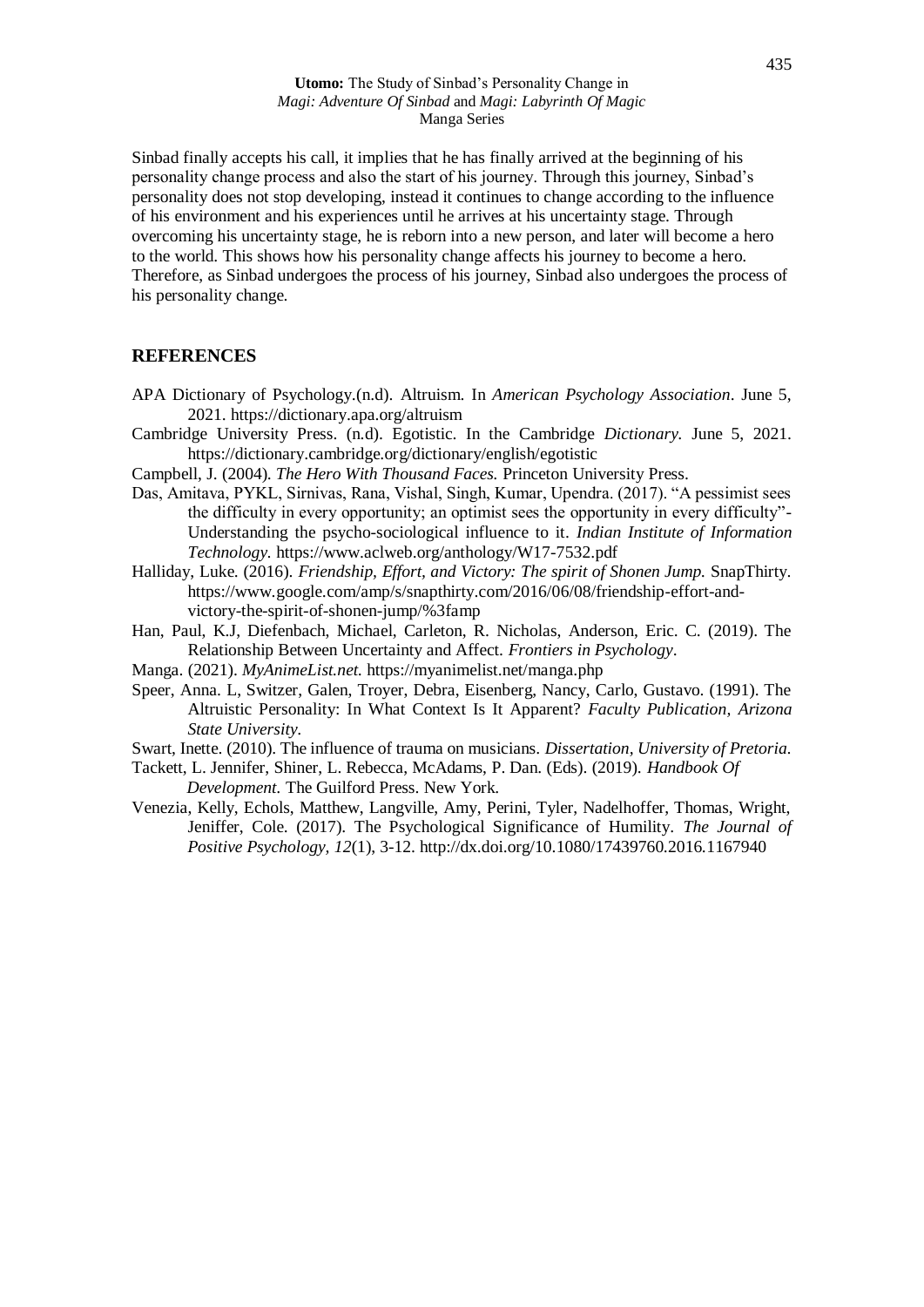Sinbad finally accepts his call, it implies that he has finally arrived at the beginning of his personality change process and also the start of his journey. Through this journey, Sinbad's personality does not stop developing, instead it continues to change according to the influence of his environment and his experiences until he arrives at his uncertainty stage. Through overcoming his uncertainty stage, he is reborn into a new person, and later will become a hero to the world. This shows how his personality change affects his journey to become a hero. Therefore, as Sinbad undergoes the process of his journey, Sinbad also undergoes the process of his personality change.

## REFERENCES

APA Dictionary of Psychology.(n.d). Altruism. In *American Psychology Association*. June 5, 2021. https://dictionary.apa.org/altruism

Cambridge University Press. (n.d). Egotistic. In the Cambridge *Dictionary.* June 5, 2021. https://dictionary.cambridge.org/dictionary/english/egotistic

Campbell, J. (2004). *The Hero With Thousand Faces.* Princeton University Press.

Das, Amitava, PYKL, Sirnivas, Rana, Vishal, Singh, Kumar, Upendra. (2017). "A pessimist sees the difficulty in every opportunity; an optimist sees the opportunity in every difficulty"- Understanding the psycho-sociological influence to it. *Indian Institute of Information Technology.* https://www.aclweb.org/anthology/W17-7532.pdf

Halliday, Luke. (2016). *Friendship, Effort, and Victory: The spirit of Shonen Jump.* SnapThirty. https://www.google.com/amp/s/snapthirty.com/2016/06/08/friendship-effort-and-victory-the-spirit-of-shonen-jump/%3famp

Han, Paul, K.J, Diefenbach, Michael, Carleton, R. Nicholas, Anderson, Eric. C. (2019). The Relationship Between Uncertainty and Affect. *Frontiers in Psychology*.

Manga. (2021). *MyAnimeList.net.* https://myanimelist.net/manga.php

Speer, Anna. L, Switzer, Galen, Troyer, Debra, Eisenberg, Nancy, Carlo, Gustavo. (1991). The Altruistic Personality: In What Context Is It Apparent? *Faculty Publication, Arizona State University.*

Swart, Inette. (2010). The influence of trauma on musicians. *Dissertation, University of Pretoria.*

Tackett, L. Jennifer, Shiner, L. Rebecca, McAdams, P. Dan. (Eds). (2019). *Handbook Of Development.* The Guilford Press. New York.

Venezia, Kelly, Echols, Matthew, Langville, Amy, Perini, Tyler, Nadelhoffer, Thomas, Wright, Jeniffer, Cole. (2017). The Psychological Significance of Humility. *The Journal of Positive Psychology, 12*(1), 3-12. http://dx.doi.org/10.1080/17439760.2016.1167940